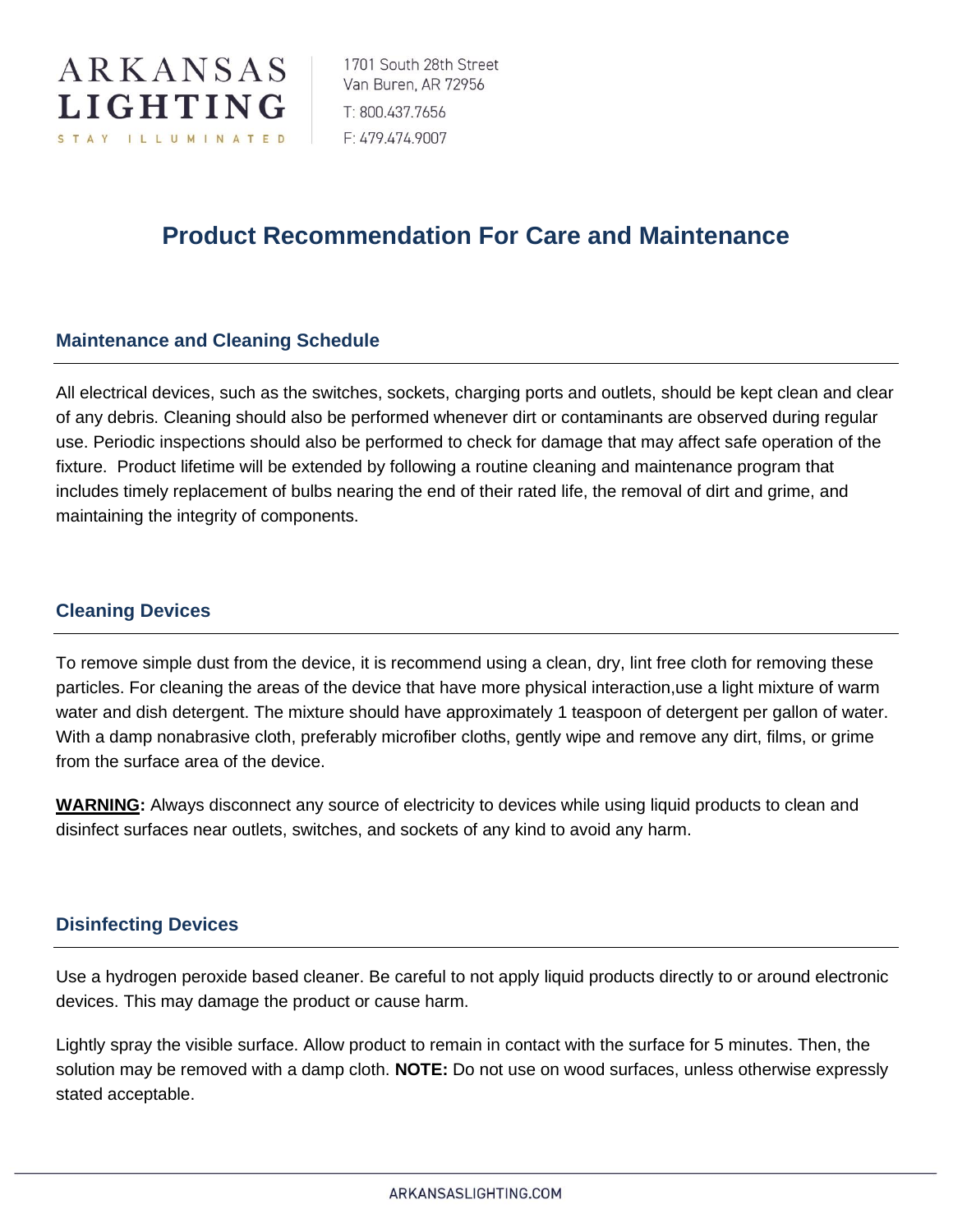ARKANSAS LIGHTING

STAY ILLUMINATED

1701 South 28th Street
Van Buren, AR 72956

T: 800.437.7656

F: 479.474.9007

# Product Recommendation For Care and Maintenance

## Maintenance and Cleaning Schedule

All electrical devices, such as the switches, sockets, charging ports and outlets, should be kept clean and clear of any debris. Cleaning should also be performed whenever dirt or contaminants are observed during regular use. Periodic inspections should also be performed to check for damage that may affect safe operation of the fixture. Product lifetime will be extended by following a routine cleaning and maintenance program that includes timely replacement of bulbs nearing the end of their rated life, the removal of dirt and grime, and maintaining the integrity of components.

## Cleaning Devices

To remove simple dust from the device, it is recommend using a clean, dry, lint free cloth for removing these particles. For cleaning the areas of the device that have more physical interaction,use a light mixture of warm water and dish detergent. The mixture should have approximately 1 teaspoon of detergent per gallon of water. With a damp nonabrasive cloth, preferably microfiber cloths, gently wipe and remove any dirt, films, or grime from the surface area of the device.

**WARNING:** Always disconnect any source of electricity to devices while using liquid products to clean and disinfect surfaces near outlets, switches, and sockets of any kind to avoid any harm.

## Disinfecting Devices

Use a hydrogen peroxide based cleaner. Be careful to not apply liquid products directly to or around electronic devices. This may damage the product or cause harm.

Lightly spray the visible surface. Allow product to remain in contact with the surface for 5 minutes. Then, the solution may be removed with a damp cloth. **NOTE:** Do not use on wood surfaces, unless otherwise expressly stated acceptable.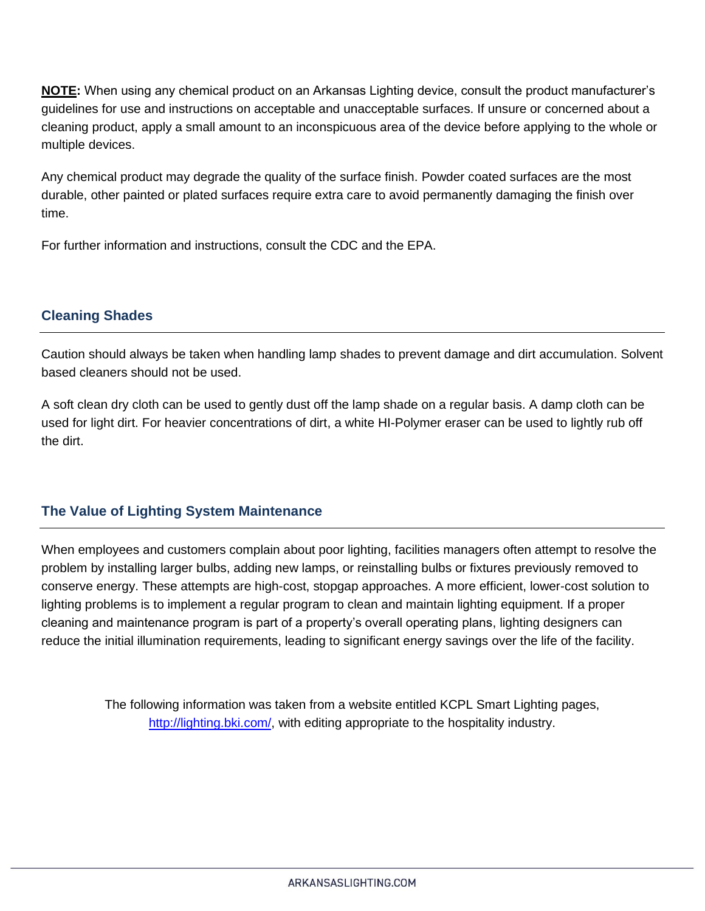**NOTE:** When using any chemical product on an Arkansas Lighting device, consult the product manufacturer's guidelines for use and instructions on acceptable and unacceptable surfaces. If unsure or concerned about a cleaning product, apply a small amount to an inconspicuous area of the device before applying to the whole or multiple devices.

Any chemical product may degrade the quality of the surface finish. Powder coated surfaces are the most durable, other painted or plated surfaces require extra care to avoid permanently damaging the finish over time.

For further information and instructions, consult the CDC and the EPA.

## Cleaning Shades

Caution should always be taken when handling lamp shades to prevent damage and dirt accumulation. Solvent based cleaners should not be used.

A soft clean dry cloth can be used to gently dust off the lamp shade on a regular basis. A damp cloth can be used for light dirt. For heavier concentrations of dirt, a white HI-Polymer eraser can be used to lightly rub off the dirt.

## The Value of Lighting System Maintenance

When employees and customers complain about poor lighting, facilities managers often attempt to resolve the problem by installing larger bulbs, adding new lamps, or reinstalling bulbs or fixtures previously removed to conserve energy. These attempts are high-cost, stopgap approaches. A more efficient, lower-cost solution to lighting problems is to implement a regular program to clean and maintain lighting equipment. If a proper cleaning and maintenance program is part of a property's overall operating plans, lighting designers can reduce the initial illumination requirements, leading to significant energy savings over the life of the facility.

The following information was taken from a website entitled KCPL Smart Lighting pages, [http://lighting.bki.com/](http://lighting.bki.com/), with editing appropriate to the hospitality industry.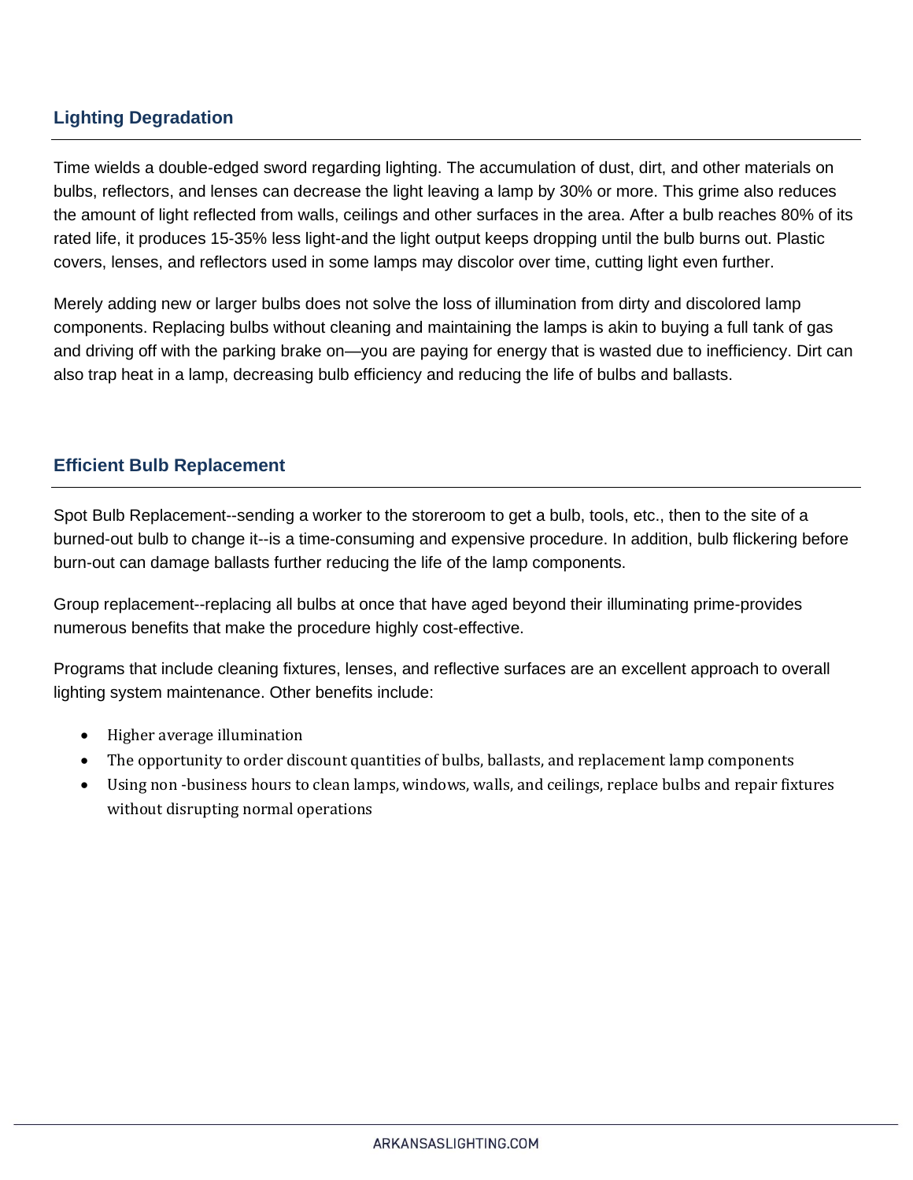## Lighting Degradation

Time wields a double-edged sword regarding lighting. The accumulation of dust, dirt, and other materials on bulbs, reflectors, and lenses can decrease the light leaving a lamp by 30% or more. This grime also reduces the amount of light reflected from walls, ceilings and other surfaces in the area. After a bulb reaches 80% of its rated life, it produces 15-35% less light-and the light output keeps dropping until the bulb burns out. Plastic covers, lenses, and reflectors used in some lamps may discolor over time, cutting light even further.

Merely adding new or larger bulbs does not solve the loss of illumination from dirty and discolored lamp components. Replacing bulbs without cleaning and maintaining the lamps is akin to buying a full tank of gas and driving off with the parking brake on—you are paying for energy that is wasted due to inefficiency. Dirt can also trap heat in a lamp, decreasing bulb efficiency and reducing the life of bulbs and ballasts.

## Efficient Bulb Replacement

Spot Bulb Replacement--sending a worker to the storeroom to get a bulb, tools, etc., then to the site of a burned-out bulb to change it--is a time-consuming and expensive procedure. In addition, bulb flickering before burn-out can damage ballasts further reducing the life of the lamp components.

Group replacement--replacing all bulbs at once that have aged beyond their illuminating prime-provides numerous benefits that make the procedure highly cost-effective.

Programs that include cleaning fixtures, lenses, and reflective surfaces are an excellent approach to overall lighting system maintenance. Other benefits include:

- Higher average illumination
- The opportunity to order discount quantities of bulbs, ballasts, and replacement lamp components
- Using non -business hours to clean lamps, windows, walls, and ceilings, replace bulbs and repair fixtures without disrupting normal operations